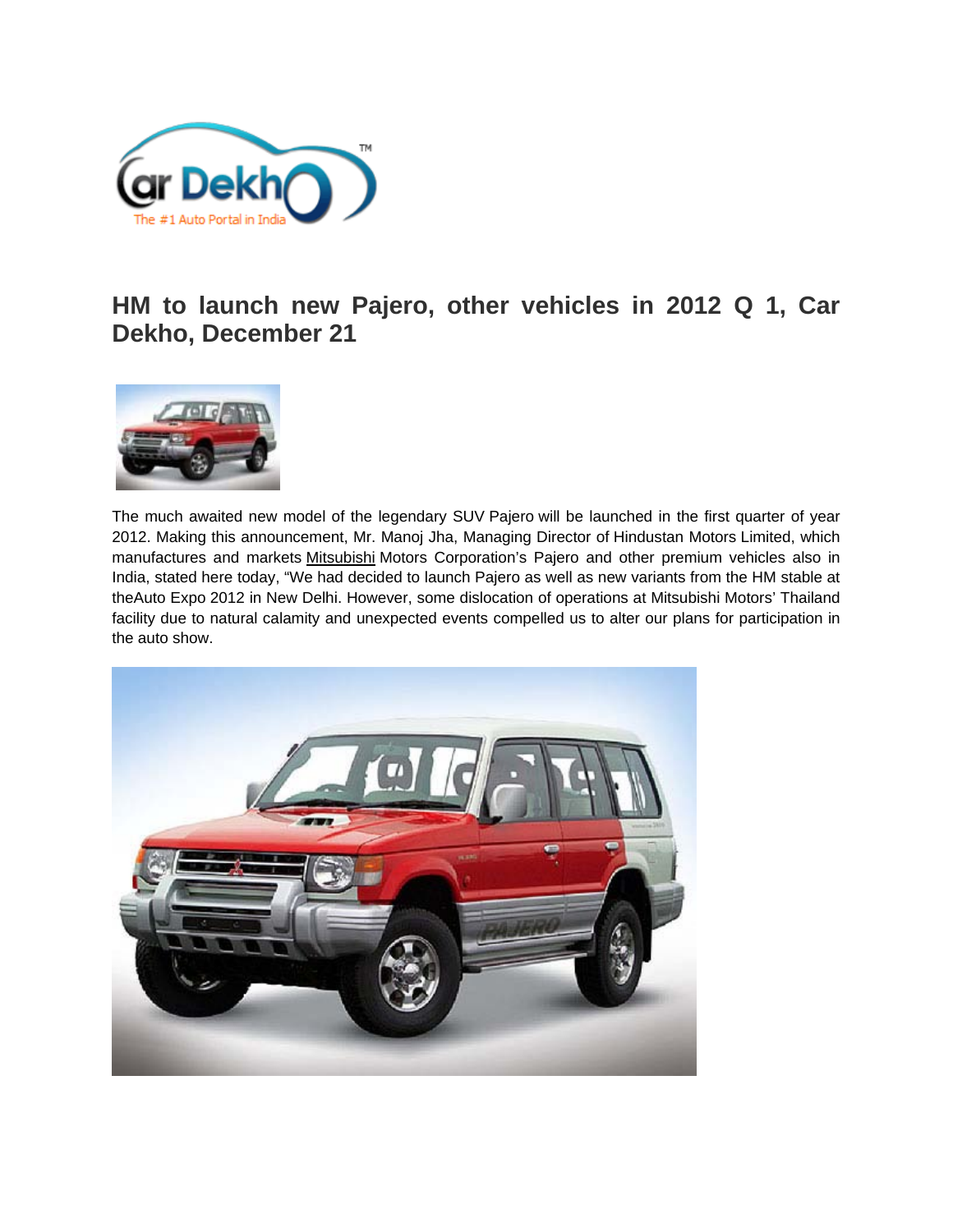# HM to launch new Pajero, other vehicles in 2012 Q 1, Car Dekho, December 21

The much awaited new model of the legendary SUV Pajero will be launched in the first quarter of year 2012. Making this announcement, Mr. Manoj Jha, Managing Director of Hindustan Motors Limited, which manufactures and markets Mitsubishi Motors Corporation's Pajero and other premium vehicles also in India, stated here today, "We had decided to launch Pajero as well as new variants from the HM stable at theAuto Expo 2012 in New Delhi. However, some dislocation of operations at Mitsubishi Motors' Thailand facility due to natural calamity and unexpected events compelled us to alter our plans for participation in the auto show.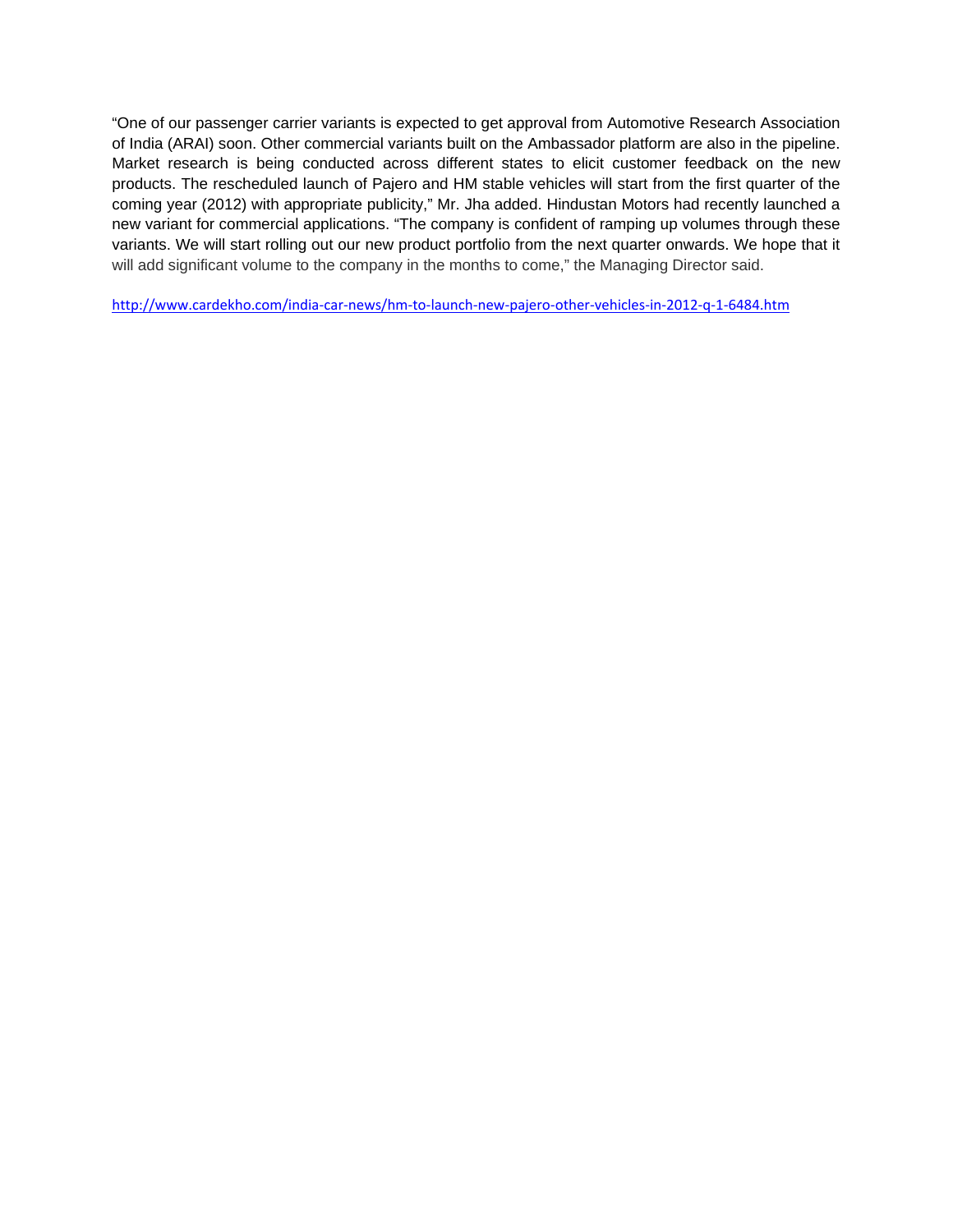"One of our passenger carrier variants is expected to get approval from Automotive Research Association of India (ARAI) soon. Other commercial variants built on the Ambassador platform are also in the pipeline. Market research is being conducted across different states to elicit customer feedback on the new products. The rescheduled launch of Pajero and HM stable vehicles will start from the first quarter of the coming year (2012) with appropriate publicity," Mr. Jha added. Hindustan Motors had recently launched a new variant for commercial applications. "The company is confident of ramping up volumes through these variants. We will start rolling out our new product portfolio from the next quarter onwards. We hope that it will add significant volume to the company in the months to come," the Managing Director said.

http://www.cardekho.com/india-car-news/hm-to-launch-new-pajero-other-vehicles-in-2012-q-1-6484.htm